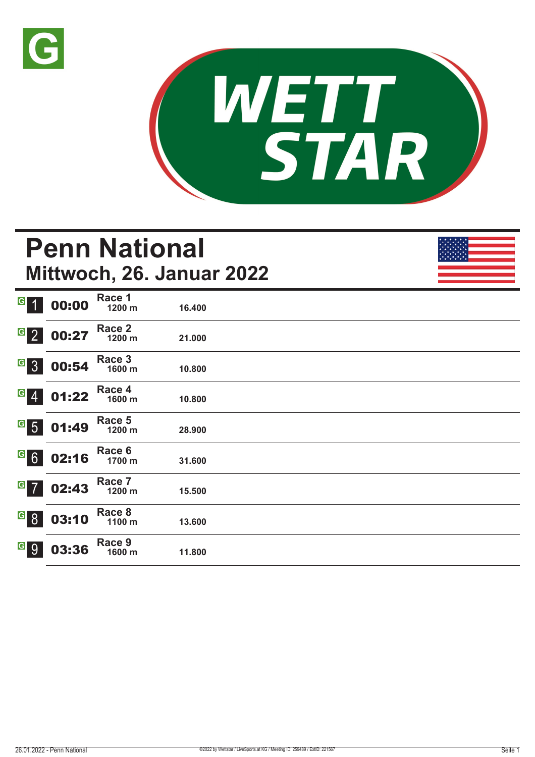# Penn National

## Mittwoch, 26. Januar 2022

| | Zeit | Rennen | Distanz | |
|---|---|---|---|---|
| 1 | 00:00 | Race 1 | 1200 m | 16.400 |
| 2 | 00:27 | Race 2 | 1200 m | 21.000 |
| 3 | 00:54 | Race 3 | 1600 m | 10.800 |
| 4 | 01:22 | Race 4 | 1600 m | 10.800 |
| 5 | 01:49 | Race 5 | 1200 m | 28.900 |
| 6 | 02:16 | Race 6 | 1700 m | 31.600 |
| 7 | 02:43 | Race 7 | 1200 m | 15.500 |
| 8 | 03:10 | Race 8 | 1100 m | 13.600 |
| 9 | 03:36 | Race 9 | 1600 m | 11.800 |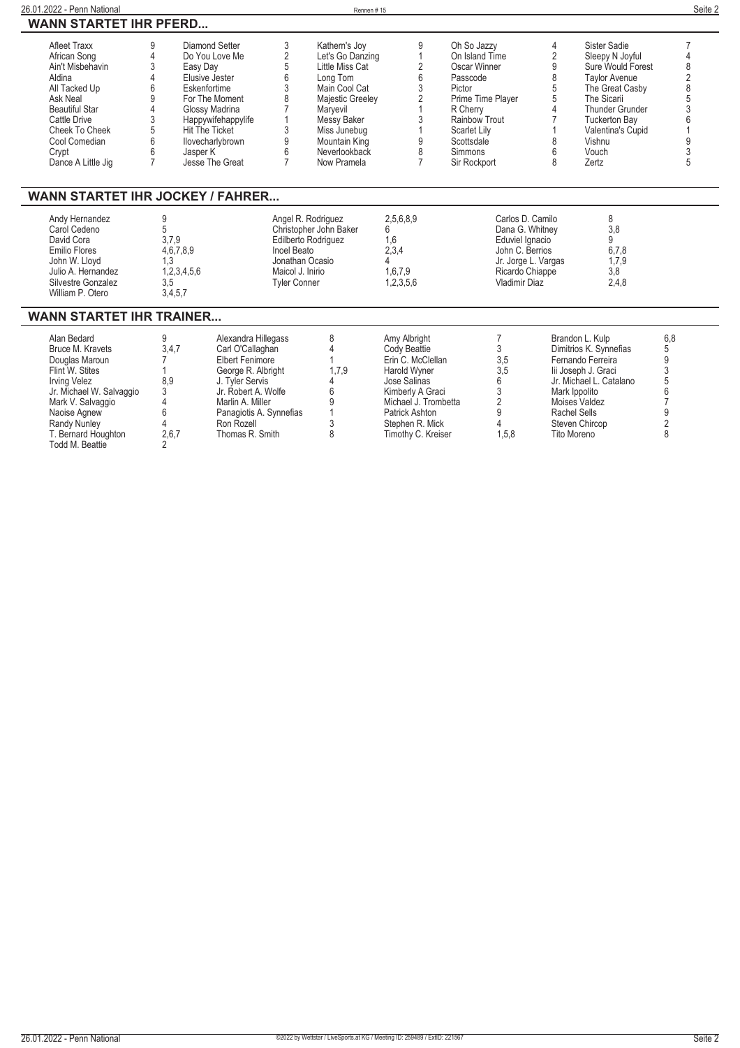## WANN STARTET IHR PFERD...

| Pferd | Nr. | Pferd | Nr. | Pferd | Nr. | Pferd | Nr. | Pferd | Nr. |
|---|---|---|---|---|---|---|---|---|---|
| Afleet Traxx | 9 | Diamond Setter | 3 | Kathern's Joy | 9 | Oh So Jazzy | 4 | Sister Sadie | 7 |
| African Song | 4 | Do You Love Me | 2 | Let's Go Danzing | 1 | On Island Time | 2 | Sleepy N Joyful | 4 |
| Ain't Misbehavin | 3 | Easy Day | 5 | Little Miss Cat | 2 | Oscar Winner | 9 | Sure Would Forest | 8 |
| Aldina | 4 | Elusive Jester | 6 | Long Tom | 6 | Passcode | 8 | Taylor Avenue | 2 |
| All Tacked Up | 6 | Eskenfortime | 3 | Main Cool Cat | 3 | Pictor | 5 | The Great Casby | 8 |
| Ask Neal | 9 | For The Moment | 8 | Majestic Greeley | 2 | Prime Time Player | 5 | The Sicarii | 5 |
| Beautiful Star | 4 | Glossy Madrina | 7 | Maryevil | 1 | R Cherry | 4 | Thunder Grunder | 3 |
| Cattle Drive | 3 | Happywifehappylife | 1 | Messy Baker | 3 | Rainbow Trout | 7 | Tuckerton Bay | 6 |
| Cheek To Cheek | 5 | Hit The Ticket | 3 | Miss Junebug | 1 | Scarlet Lily | 1 | Valentina's Cupid | 1 |
| Cool Comedian | 6 | Ilovecharlybrown | 9 | Mountain King | 9 | Scottsdale | 8 | Vishnu | 9 |
| Crypt | 6 | Jasper K | 6 | Neverlookback | 8 | Simmons | 6 | Vouch | 3 |
| Dance A Little Jig | 7 | Jesse The Great | 7 | Now Pramela | 7 | Sir Rockport | 8 | Zertz | 5 |

## WANN STARTET IHR JOCKEY / FAHRER...

| Jockey | Rennen | Jockey | Rennen | Jockey | Rennen |
|---|---|---|---|---|---|
| Andy Hernandez | 9 | Angel R. Rodriguez | 2,5,6,8,9 | Carlos D. Camilo | 8 |
| Carol Cedeno | 5 | Christopher John Baker | 6 | Dana G. Whitney | 3,8 |
| David Cora | 3,7,9 | Edilberto Rodriguez | 1,6 | Eduviel Ignacio | 9 |
| Emilio Flores | 4,6,7,8,9 | Inoel Beato | 2,3,4 | John C. Berrios | 6,7,8 |
| John W. Lloyd | 1,3 | Jonathan Ocasio | 4 | Jr. Jorge L. Vargas | 1,7,9 |
| Julio A. Hernandez | 1,2,3,4,5,6 | Maicol J. Inirio | 1,6,7,9 | Ricardo Chiappe | 3,8 |
| Silvestre Gonzalez | 3,5 | Tyler Conner | 1,2,3,5,6 | Vladimir Diaz | 2,4,8 |
| William P. Otero | 3,4,5,7 | | | | |

## WANN STARTET IHR TRAINER...

| Trainer | Rennen | Trainer | Rennen | Trainer | Rennen | Trainer | Rennen |
|---|---|---|---|---|---|---|---|
| Alan Bedard | 9 | Alexandra Hillegass | 8 | Amy Albright | 7 | Brandon L. Kulp | 6,8 |
| Bruce M. Kravets | 3,4,7 | Carl O'Callaghan | 4 | Cody Beattie | 3 | Dimitrios K. Synnefias | 5 |
| Douglas Maroun | 7 | Elbert Fenimore | 1 | Erin C. McClellan | 3,5 | Fernando Ferreira | 9 |
| Flint W. Stites | 1 | George R. Albright | 1,7,9 | Harold Wyner | 3,5 | Iii Joseph J. Graci | 3 |
| Irving Velez | 8,9 | J. Tyler Servis | 4 | Jose Salinas | 6 | Jr. Michael L. Catalano | 5 |
| Jr. Michael W. Salvaggio | 3 | Jr. Robert A. Wolfe | 6 | Kimberly A Graci | 3 | Mark Ippolito | 6 |
| Mark V. Salvaggio | 4 | Marlin A. Miller | 9 | Michael J. Trombetta | 2 | Moises Valdez | 7 |
| Naoise Agnew | 6 | Panagiotis A. Synnefias | 1 | Patrick Ashton | 9 | Rachel Sells | 9 |
| Randy Nunley | 4 | Ron Rozell | 3 | Stephen R. Mick | 4 | Steven Chircop | 2 |
| T. Bernard Houghton | 2,6,7 | Thomas R. Smith | 8 | Timothy C. Kreiser | 1,5,8 | Tito Moreno | 8 |
| Todd M. Beattie | 2 | | | | | | |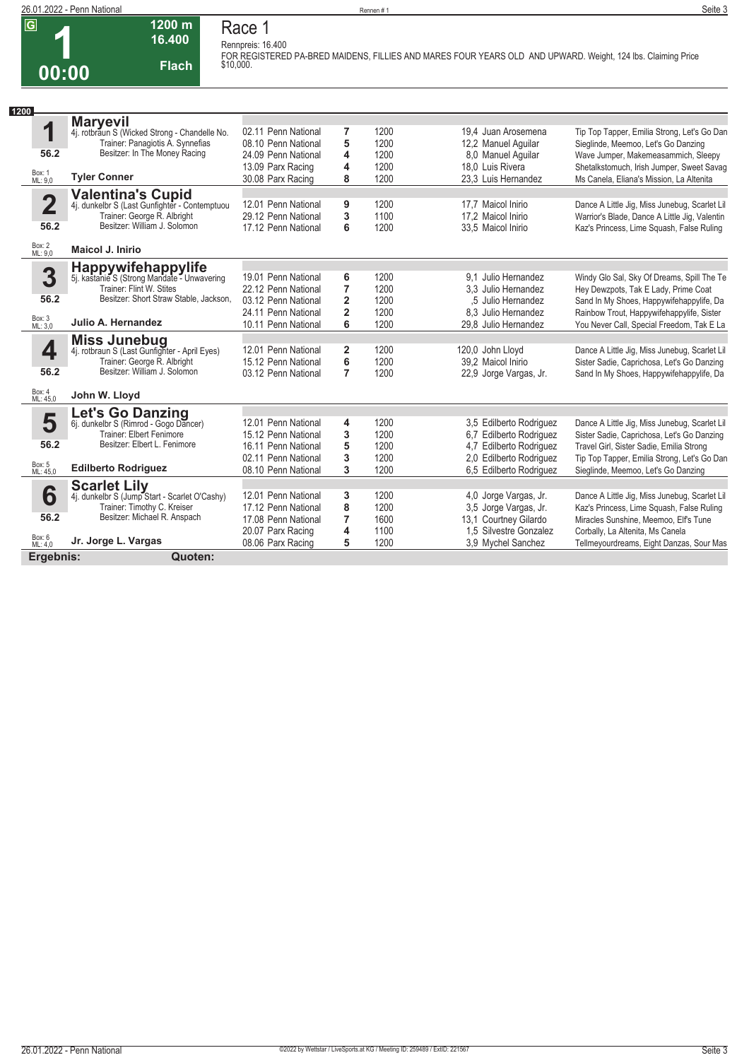# Race 1

**1** | 1200 m | 16.400 | Flach | 00:00

Rennpreis: 16.400

FOR REGISTERED PA-BRED MAIDENS, FILLIES AND MARES FOUR YEARS OLD AND UPWARD. Weight, 124 lbs. Claiming Price $10,000.

## 1200

| Nr. | Pferd | Datum / Bahn | Platz | Distanz | Quote / Jockey | Erste Drei |
|---|---|---|---|---|---|---|
| **1** | **Maryevil** 4j. rotbraun S (Wicked Strong - Chandelle No. | 02.11 Penn National | 7 | 1200 | 19,4 Juan Arosemena | Tip Top Tapper, Emilia Strong, Let's Go Dan |
| | Trainer: Panagiotis A. Synnefias | 08.10 Penn National | 5 | 1200 | 12,2 Manuel Aguilar | Sieglinde, Meemoo, Let's Go Danzing |
| 56.2 | Besitzer: In The Money Racing | 24.09 Penn National | 4 | 1200 | 8,0 Manuel Aguilar | Wave Jumper, Makemeasammich, Sleepy |
| Box: 1 ML: 9,0 | | 13.09 Parx Racing | 4 | 1200 | 18,0 Luis Rivera | Shetalkstomuch, Irish Jumper, Sweet Savag |
| | **Tyler Conner** | 30.08 Parx Racing | 8 | 1200 | 23,3 Luis Hernandez | Ms Canela, Eliana's Mission, La Altenita |
| **2** | **Valentina's Cupid** 4j. dunkelbr S (Last Gunfighter - Contemptuou | 12.01 Penn National | 9 | 1200 | 17,7 Maicol Inirio | Dance A Little Jig, Miss Junebug, Scarlet Lil |
| | Trainer: George R. Albright | 29.12 Penn National | 3 | 1100 | 17,2 Maicol Inirio | Warrior's Blade, Dance A Little Jig, Valentin |
| 56.2 | Besitzer: William J. Solomon | 17.12 Penn National | 6 | 1200 | 33,5 Maicol Inirio | Kaz's Princess, Lime Squash, False Ruling |
| Box: 2 ML: 9,0 | **Maicol J. Inirio** | | | | | |
| **3** | **Happywifehappylife** 5j. kastanie S (Strong Mandate - Unwavering | 19.01 Penn National | 6 | 1200 | 9,1 Julio Hernandez | Windy Glo Sal, Sky Of Dreams, Spill The Te |
| | Trainer: Flint W. Stites | 22.12 Penn National | 7 | 1200 | 3,3 Julio Hernandez | Hey Dewzpots, Tak E Lady, Prime Coat |
| 56.2 | Besitzer: Short Straw Stable, Jackson, | 03.12 Penn National | 2 | 1200 | ,5 Julio Hernandez | Sand In My Shoes, Happywifehappylife, Da |
| Box: 3 ML: 3,0 | | 24.11 Penn National | 2 | 1200 | 8,3 Julio Hernandez | Rainbow Trout, Happywifehappylife, Sister |
| | **Julio A. Hernandez** | 10.11 Penn National | 6 | 1200 | 29,8 Julio Hernandez | You Never Call, Special Freedom, Tak E La |
| **4** | **Miss Junebug** 4j. rotbraun S (Last Gunfighter - April Eyes) | 12.01 Penn National | 2 | 1200 | 120,0 John Lloyd | Dance A Little Jig, Miss Junebug, Scarlet Lil |
| | Trainer: George R. Albright | 15.12 Penn National | 6 | 1200 | 39,2 Maicol Inirio | Sister Sadie, Caprichosa, Let's Go Danzing |
| 56.2 | Besitzer: William J. Solomon | 03.12 Penn National | 7 | 1200 | 22,9 Jorge Vargas, Jr. | Sand In My Shoes, Happywifehappylife, Da |
| Box: 4 ML: 45,0 | **John W. Lloyd** | | | | | |
| **5** | **Let's Go Danzing** 6j. dunkelbr S (Rimrod - Gogo Dancer) | 12.01 Penn National | 4 | 1200 | 3,5 Edilberto Rodriguez | Dance A Little Jig, Miss Junebug, Scarlet Lil |
| | Trainer: Elbert Fenimore | 15.12 Penn National | 3 | 1200 | 6,7 Edilberto Rodriguez | Sister Sadie, Caprichosa, Let's Go Danzing |
| 56.2 | Besitzer: Elbert L. Fenimore | 16.11 Penn National | 5 | 1200 | 4,7 Edilberto Rodriguez | Travel Girl, Sister Sadie, Emilia Strong |
| Box: 5 ML: 45,0 | | 02.11 Penn National | 3 | 1200 | 2,0 Edilberto Rodriguez | Tip Top Tapper, Emilia Strong, Let's Go Dan |
| | **Edilberto Rodriguez** | 08.10 Penn National | 3 | 1200 | 6,5 Edilberto Rodriguez | Sieglinde, Meemoo, Let's Go Danzing |
| **6** | **Scarlet Lily** 4j. dunkelbr S (Jump Start - Scarlet O'Cashy) | 12.01 Penn National | 3 | 1200 | 4,0 Jorge Vargas, Jr. | Dance A Little Jig, Miss Junebug, Scarlet Lil |
| | Trainer: Timothy C. Kreiser | 17.12 Penn National | 8 | 1200 | 3,5 Jorge Vargas, Jr. | Kaz's Princess, Lime Squash, False Ruling |
| 56.2 | Besitzer: Michael R. Anspach | 17.08 Penn National | 7 | 1600 | 13,1 Courtney Gilardo | Miracles Sunshine, Meemoo, Elf's Tune |
| Box: 6 ML: 4,0 | | 20.07 Parx Racing | 4 | 1100 | 1,5 Silvestre Gonzalez | Corbally, La Altenita, Ms Canela |
| | **Jr. Jorge L. Vargas** | 08.06 Parx Racing | 5 | 1200 | 3,9 Mychel Sanchez | Tellmeyourdreams, Eight Danzas, Sour Mas |

**Ergebnis:** **Quoten:**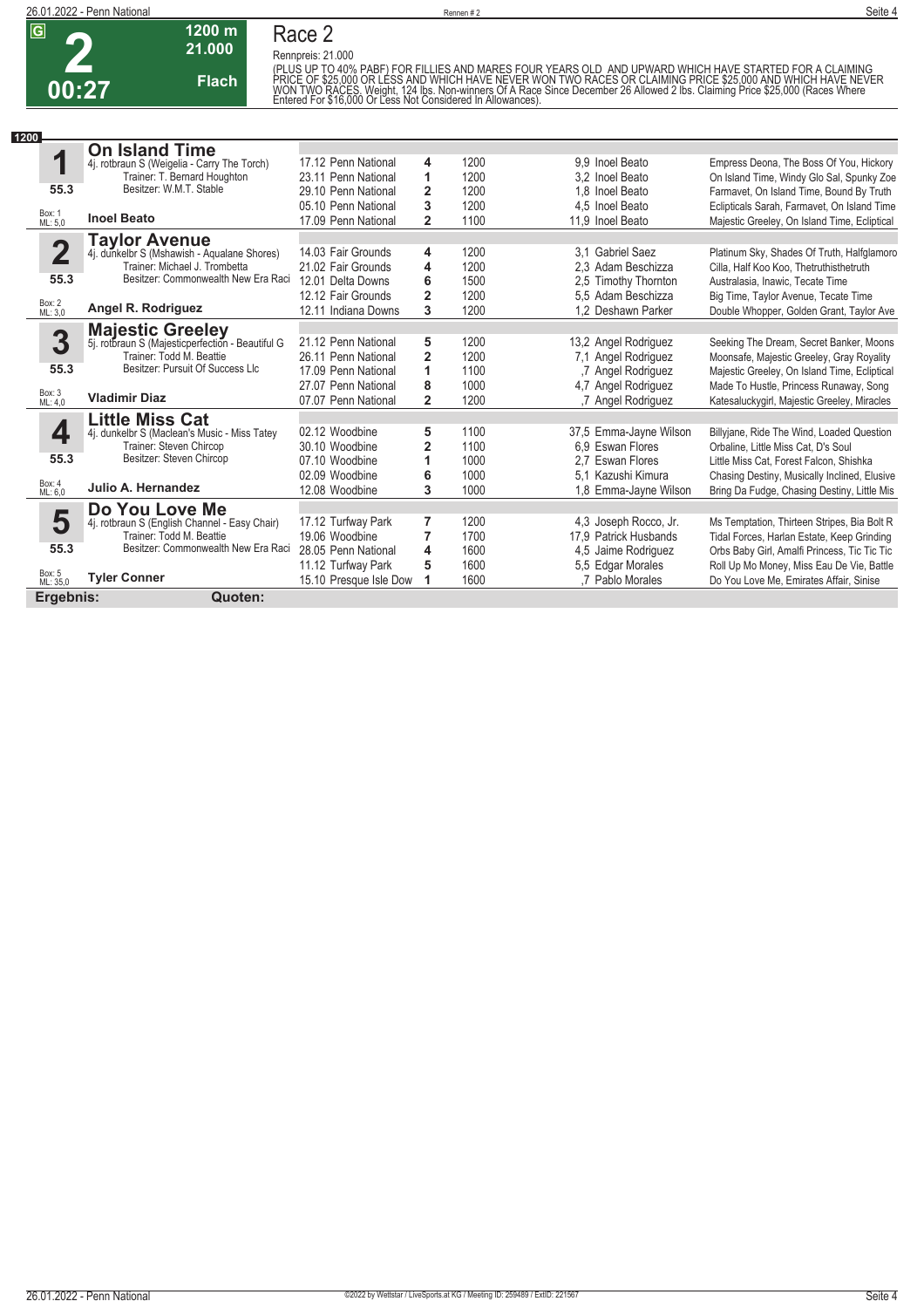G **2** 00:27 — 1200 m, 21.000, Flach

# Race 2

Rennpreis: 21.000

(PLUS UP TO 40% PABF) FOR FILLIES AND MARES FOUR YEARS OLD AND UPWARD WHICH HAVE STARTED FOR A CLAIMING PRICE OF $25,000 OR LESS AND WHICH HAVE NEVER WON TWO RACES OR CLAIMING PRICE $25,000 AND WHICH HAVE NEVER WON TWO RACES. Weight, 124 lbs. Non-winners Of A Race Since December 26 Allowed 2 lbs. Claiming Price $25,000 (Races Where Entered For $16,000 Or Less Not Considered In Allowances).

**1200**

| Nr. | Pferd | Datum / Bahn | Pl. | Distanz | Quote / Jockey | Einlauf |
|---|---|---|---|---|---|---|
| **1** | **On Island Time** 4j. rotbraun S (Weigelia - Carry The Torch) | 17.12 Penn National | 4 | 1200 | 9,9 Inoel Beato | Empress Deona, The Boss Of You, Hickory |
| | Trainer: T. Bernard Houghton | 23.11 Penn National | 1 | 1200 | 3,2 Inoel Beato | On Island Time, Windy Glo Sal, Spunky Zoe |
| 55.3 | Besitzer: W.M.T. Stable | 29.10 Penn National | 2 | 1200 | 1,8 Inoel Beato | Farmavet, On Island Time, Bound By Truth |
| Box: 1 ML: 5,0 | | 05.10 Penn National | 3 | 1200 | 4,5 Inoel Beato | Eclipticals Sarah, Farmavet, On Island Time |
| | **Inoel Beato** | 17.09 Penn National | 2 | 1100 | 11,9 Inoel Beato | Majestic Greeley, On Island Time, Ecliptical |
| **2** | **Taylor Avenue** 4j. dunkelbr S (Mshawish - Aqualane Shores) | 14.03 Fair Grounds | 4 | 1200 | 3,1 Gabriel Saez | Platinum Sky, Shades Of Truth, Halfglamoro |
| | Trainer: Michael J. Trombetta | 21.02 Fair Grounds | 4 | 1200 | 2,3 Adam Beschizza | Cilla, Half Koo Koo, Thetruthisthetruth |
| 55.3 | Besitzer: Commonwealth New Era Raci | 12.01 Delta Downs | 6 | 1500 | 2,5 Timothy Thornton | Australasia, Inawic, Tecate Time |
| Box: 2 ML: 3,0 | | 12.12 Fair Grounds | 2 | 1200 | 5,5 Adam Beschizza | Big Time, Taylor Avenue, Tecate Time |
| | **Angel R. Rodriguez** | 12.11 Indiana Downs | 3 | 1200 | 1,2 Deshawn Parker | Double Whopper, Golden Grant, Taylor Ave |
| **3** | **Majestic Greeley** 5j. rotbraun S (Majesticperfection - Beautiful G | 21.12 Penn National | 5 | 1200 | 13,2 Angel Rodriguez | Seeking The Dream, Secret Banker, Moons |
| | Trainer: Todd M. Beattie | 26.11 Penn National | 2 | 1200 | 7,1 Angel Rodriguez | Moonsafe, Majestic Greeley, Gray Royality |
| 55.3 | Besitzer: Pursuit Of Success Llc | 17.09 Penn National | 1 | 1100 | ,7 Angel Rodriguez | Majestic Greeley, On Island Time, Ecliptical |
| Box: 3 ML: 4,0 | | 27.07 Penn National | 8 | 1000 | 4,7 Angel Rodriguez | Made To Hustle, Princess Runaway, Song |
| | **Vladimir Diaz** | 07.07 Penn National | 2 | 1200 | ,7 Angel Rodriguez | Katesaluckygirl, Majestic Greeley, Miracles |
| **4** | **Little Miss Cat** 4j. dunkelbr S (Maclean's Music - Miss Tatey | 02.12 Woodbine | 5 | 1100 | 37,5 Emma-Jayne Wilson | Billyjane, Ride The Wind, Loaded Question |
| | Trainer: Steven Chircop | 30.10 Woodbine | 2 | 1100 | 6,9 Eswan Flores | Orbaline, Little Miss Cat, D's Soul |
| 55.3 | Besitzer: Steven Chircop | 07.10 Woodbine | 1 | 1000 | 2,7 Eswan Flores | Little Miss Cat, Forest Falcon, Shishka |
| Box: 4 ML: 6,0 | | 02.09 Woodbine | 6 | 1000 | 5,1 Kazushi Kimura | Chasing Destiny, Musically Inclined, Elusive |
| | **Julio A. Hernandez** | 12.08 Woodbine | 3 | 1000 | 1,8 Emma-Jayne Wilson | Bring Da Fudge, Chasing Destiny, Little Mis |
| **5** | **Do You Love Me** 4j. rotbraun S (English Channel - Easy Chair) | 17.12 Turfway Park | 7 | 1200 | 4,3 Joseph Rocco, Jr. | Ms Temptation, Thirteen Stripes, Bia Bolt R |
| | Trainer: Todd M. Beattie | 19.06 Woodbine | 7 | 1700 | 17,9 Patrick Husbands | Tidal Forces, Harlan Estate, Keep Grinding |
| 55.3 | Besitzer: Commonwealth New Era Raci | 28.05 Penn National | 4 | 1600 | 4,5 Jaime Rodriguez | Orbs Baby Girl, Amalfi Princess, Tic Tic |
| Box: 5 ML: 35,0 | | 11.12 Turfway Park | 5 | 1600 | 5,5 Edgar Morales | Roll Up Mo Money, Miss Eau De Vie, Battle |
| | **Tyler Conner** | 15.10 Presque Isle Dow | 1 | 1600 | ,7 Pablo Morales | Do You Love Me, Emirates Affair, Sinise |

**Ergebnis:** **Quoten:**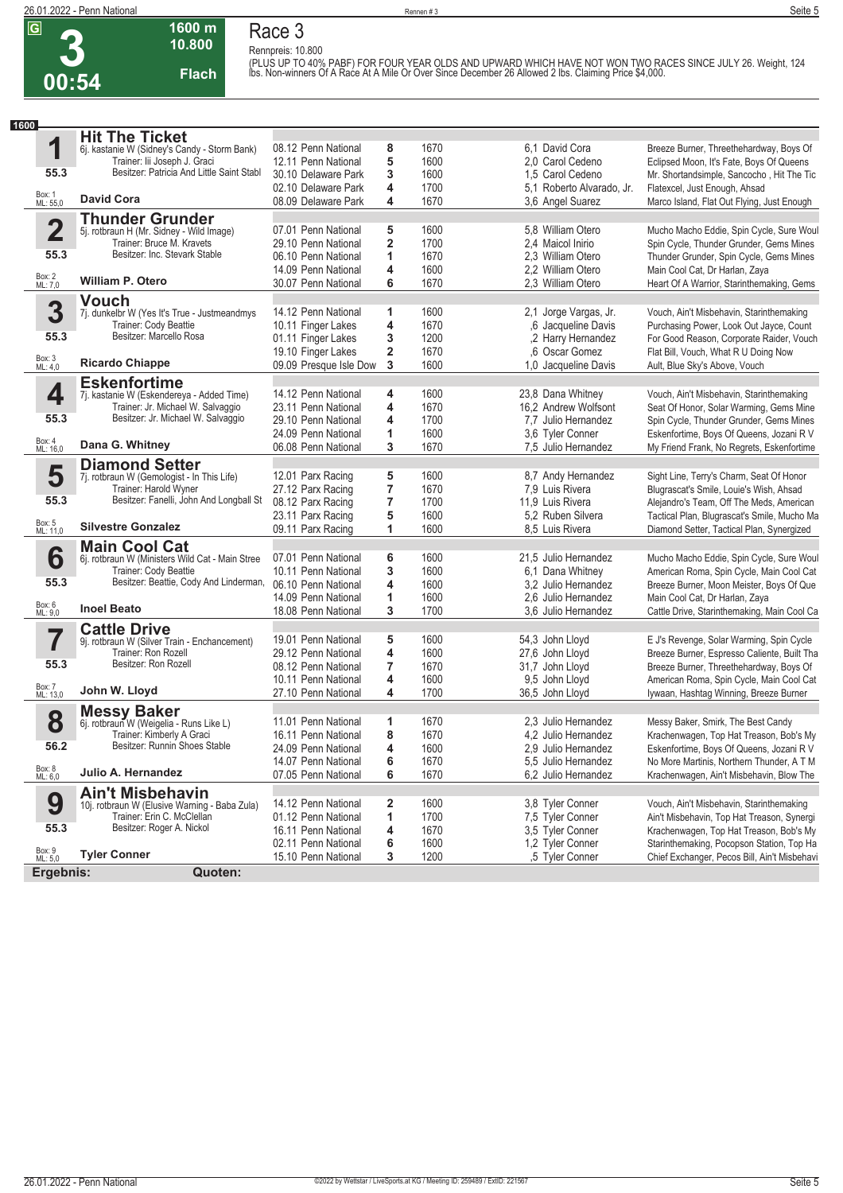# 3

**1600 m** **10.800** **Flach**

**00:54**

## Race 3

Rennpreis: 10.800

(PLUS UP TO 40% PABF) FOR FOUR YEAR OLDS AND UPWARD WHICH HAVE NOT WON TWO RACES SINCE JULY 26. Weight, 124 lbs. Non-winners Of A Race At A Mile Or Over Since December 26 Allowed 2 lbs. Claiming Price $4,000.

**1600**

| Nr. | Pferd | Datum / Bahn | Pl. | Distanz | Quote / Jockey | Einlauf |
|---|---|---|---|---|---|---|
| **1** | **Hit The Ticket**<br>6j. kastanie W (Sidney's Candy - Storm Bank)<br>Trainer: Iii Joseph J. Graci<br>Besitzer: Patricia And Little Saint Stabl<br>55.3<br>Box: 1 ML: 55,0<br>**David Cora** | 08.12 Penn National | 8 | 1670 | 6,1 David Cora | Breeze Burner, Threethehardway, Boys Of |
| | | 12.11 Penn National | 5 | 1600 | 2,0 Carol Cedeno | Eclipsed Moon, It's Fate, Boys Of Queens |
| | | 30.10 Delaware Park | 3 | 1600 | 1,5 Carol Cedeno | Mr. Shortandsimple, Sancocho , Hit The Tic |
| | | 02.10 Delaware Park | 4 | 1700 | 5,1 Roberto Alvarado, Jr. | Flatexcel, Just Enough, Ahsad |
| | | 08.09 Delaware Park | 4 | 1670 | 3,6 Angel Suarez | Marco Island, Flat Out Flying, Just Enough |
| **2** | **Thunder Grunder**<br>5j. rotbraun H (Mr. Sidney - Wild Image)<br>Trainer: Bruce M. Kravets<br>Besitzer: Inc. Stevark Stable<br>55.3<br>Box: 2 ML: 7,0<br>**William P. Otero** | 07.01 Penn National | 5 | 1600 | 5,8 William Otero | Mucho Macho Eddie, Spin Cycle, Sure Woul |
| | | 29.10 Penn National | 2 | 1700 | 2,4 Maicol Inirio | Spin Cycle, Thunder Grunder, Gems Mines |
| | | 06.10 Penn National | 1 | 1670 | 2,3 William Otero | Thunder Grunder, Spin Cycle, Gems Mines |
| | | 14.09 Penn National | 4 | 1600 | 2,2 William Otero | Main Cool Cat, Dr Harlan, Zaya |
| | | 30.07 Penn National | 6 | 1670 | 2,3 William Otero | Heart Of A Warrior, Starinthemaking, Gems |
| **3** | **Vouch**<br>7j. dunkelbr W (Yes It's True - Justmeandmys<br>Trainer: Cody Beattie<br>Besitzer: Marcello Rosa<br>55.3<br>Box: 3 ML: 4,0<br>**Ricardo Chiappe** | 14.12 Penn National | 1 | 1600 | 2,1 Jorge Vargas, Jr. | Vouch, Ain't Misbehavin, Starinthemaking |
| | | 10.11 Finger Lakes | 4 | 1670 | ,6 Jacqueline Davis | Purchasing Power, Look Out Jayce, Count |
| | | 01.11 Finger Lakes | 3 | 1200 | ,2 Harry Hernandez | For Good Reason, Corporate Raider, Vouch |
| | | 19.10 Finger Lakes | 2 | 1670 | ,6 Oscar Gomez | Flat Bill, Vouch, What R U Doing Now |
| | | 09.09 Presque Isle Dow | 3 | 1600 | 1,0 Jacqueline Davis | Ault, Blue Sky's Above, Vouch |
| **4** | **Eskenfortime**<br>7j. kastanie W (Eskendereya - Added Time)<br>Trainer: Jr. Michael W. Salvaggio<br>Besitzer: Jr. Michael W. Salvaggio<br>55.3<br>Box: 4 ML: 16,0<br>**Dana G. Whitney** | 14.12 Penn National | 4 | 1600 | 23,8 Dana Whitney | Vouch, Ain't Misbehavin, Starinthemaking |
| | | 23.11 Penn National | 4 | 1670 | 16,2 Andrew Wolfsont | Seat Of Honor, Solar Warming, Gems Mine |
| | | 29.10 Penn National | 4 | 1700 | 7,7 Julio Hernandez | Spin Cycle, Thunder Grunder, Gems Mines |
| | | 24.09 Penn National | 1 | 1600 | 3,6 Tyler Conner | Eskenfortime, Boys Of Queens, Jozani R V |
| | | 06.08 Penn National | 3 | 1670 | 7,5 Julio Hernandez | My Friend Frank, No Regrets, Eskenfortime |
| **5** | **Diamond Setter**<br>7j. rotbraun W (Gemologist - In This Life)<br>Trainer: Harold Wyner<br>Besitzer: Fanelli, John And Longball St<br>55.3<br>Box: 5 ML: 11,0<br>**Silvestre Gonzalez** | 12.01 Parx Racing | 5 | 1600 | 8,7 Andy Hernandez | Sight Line, Terry's Charm, Seat Of Honor |
| | | 27.12 Parx Racing | 7 | 1670 | 7,9 Luis Rivera | Blugrascat's Smile, Louie's Wish, Ahsad |
| | | 08.12 Parx Racing | 7 | 1700 | 11,9 Luis Rivera | Alejandro's Team, Off The Meds, American |
| | | 23.11 Parx Racing | 5 | 1600 | 5,2 Ruben Silvera | Tactical Plan, Blugrascat's Smile, Mucho Ma |
| | | 09.11 Parx Racing | 1 | 1600 | 8,5 Luis Rivera | Diamond Setter, Tactical Plan, Synergized |
| **6** | **Main Cool Cat**<br>6j. rotbraun W (Ministers Wild Cat - Main Stree<br>Trainer: Cody Beattie<br>Besitzer: Beattie, Cody And Linderman,<br>55.3<br>Box: 6 ML: 9,0<br>**Inoel Beato** | 07.01 Penn National | 6 | 1600 | 21,5 Julio Hernandez | Mucho Macho Eddie, Spin Cycle, Sure Woul |
| | | 10.11 Penn National | 3 | 1600 | 6,1 Dana Whitney | American Roma, Spin Cycle, Main Cool Cat |
| | | 06.10 Penn National | 4 | 1600 | 3,2 Julio Hernandez | Breeze Burner, Moon Meister, Boys Of Que |
| | | 14.09 Penn National | 1 | 1600 | 2,6 Julio Hernandez | Main Cool Cat, Dr Harlan, Zaya |
| | | 18.08 Penn National | 3 | 1700 | 3,6 Julio Hernandez | Cattle Drive, Starinthemaking, Main Cool Ca |
| **7** | **Cattle Drive**<br>9j. rotbraun W (Silver Train - Enchancement)<br>Trainer: Ron Rozell<br>Besitzer: Ron Rozell<br>55.3<br>Box: 7 ML: 13,0<br>**John W. Lloyd** | 19.01 Penn National | 5 | 1600 | 54,3 John Lloyd | E J's Revenge, Solar Warming, Spin Cycle |
| | | 29.12 Penn National | 4 | 1600 | 27,6 John Lloyd | Breeze Burner, Espresso Caliente, Built Tha |
| | | 08.12 Penn National | 7 | 1670 | 31,7 John Lloyd | Breeze Burner, Threethehardway, Boys Of |
| | | 10.11 Penn National | 4 | 1600 | 9,5 John Lloyd | American Roma, Spin Cycle, Main Cool Cat |
| | | 27.10 Penn National | 4 | 1700 | 36,5 John Lloyd | Iywaan, Hashtag Winning, Breeze Burner |
| **8** | **Messy Baker**<br>6j. rotbraun W (Weigelia - Runs Like L)<br>Trainer: Kimberly A Graci<br>Besitzer: Runnin Shoes Stable<br>56.2<br>Box: 8 ML: 6,0<br>**Julio A. Hernandez** | 11.01 Penn National | 1 | 1670 | 2,3 Julio Hernandez | Messy Baker, Smirk, The Best Candy |
| | | 16.11 Penn National | 8 | 1670 | 4,2 Julio Hernandez | Krachenwagen, Top Hat Treason, Bob's My |
| | | 24.09 Penn National | 4 | 1600 | 2,9 Julio Hernandez | Eskenfortime, Boys Of Queens, Jozani R V |
| | | 14.07 Penn National | 6 | 1670 | 5,5 Julio Hernandez | No More Martinis, Northern Thunder, A T M |
| | | 07.05 Penn National | 6 | 1670 | 6,2 Julio Hernandez | Krachenwagen, Ain't Misbehavin, Blow The |
| **9** | **Ain't Misbehavin**<br>10j. rotbraun W (Elusive Warning - Baba Zula)<br>Trainer: Erin C. McClellan<br>Besitzer: Roger A. Nickol<br>55.3<br>Box: 9 ML: 5,0<br>**Tyler Conner** | 14.12 Penn National | 2 | 1600 | 3,8 Tyler Conner | Vouch, Ain't Misbehavin, Starinthemaking |
| | | 01.12 Penn National | 1 | 1700 | 7,5 Tyler Conner | Ain't Misbehavin, Top Hat Treason, Synergi |
| | | 16.11 Penn National | 4 | 1670 | 3,5 Tyler Conner | Krachenwagen, Top Hat Treason, Bob's My |
| | | 02.11 Penn National | 6 | 1600 | 1,2 Tyler Conner | Starinthemaking, Pocopson Station, Top Ha |
| | | 15.10 Penn National | 3 | 1200 | ,5 Tyler Conner | Chief Exchanger, Pecos Bill, Ain't Misbehavi |

**Ergebnis:** **Quoten:**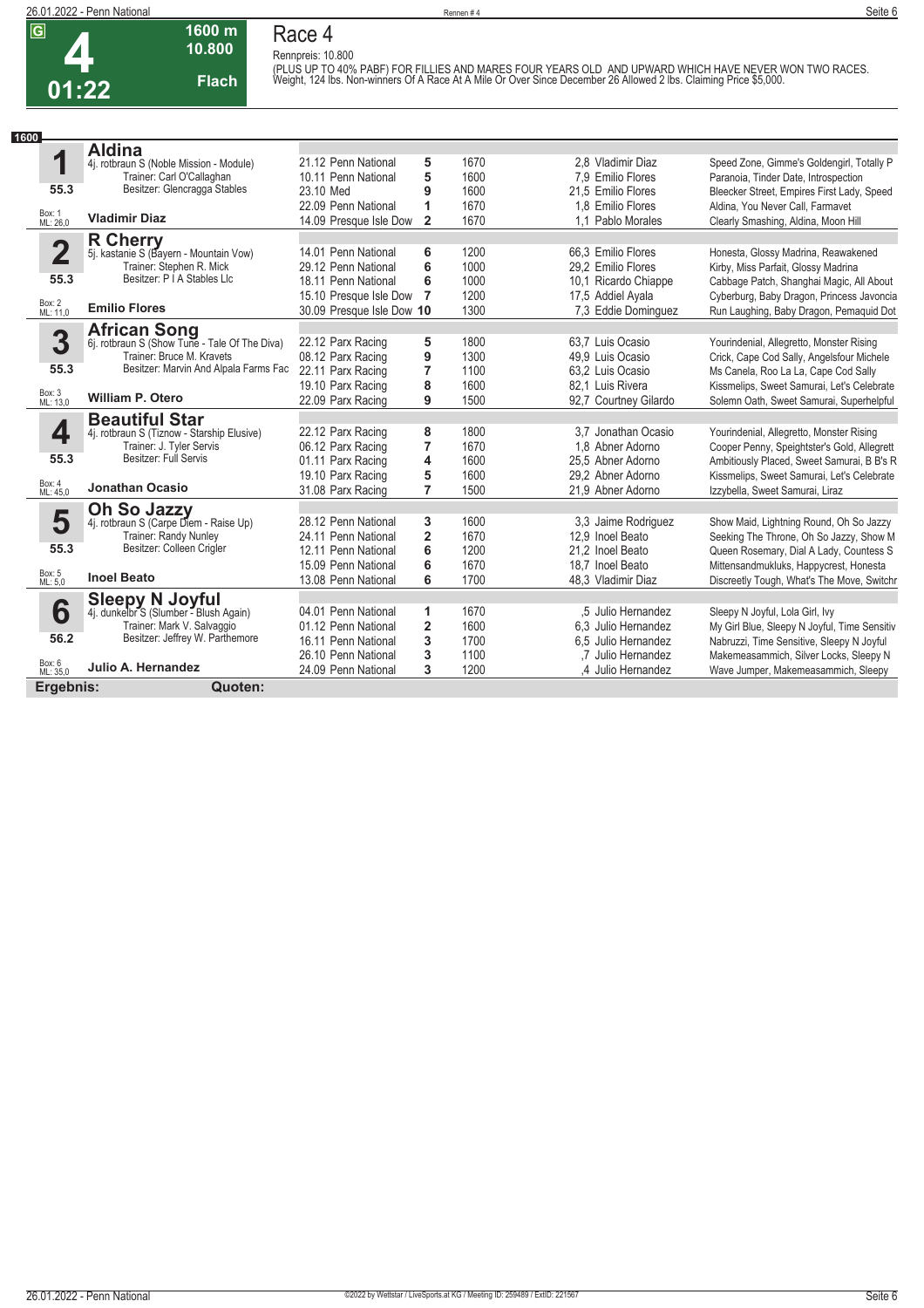# Race 4

**G** **4** **01:22** | 1600 m | 10.800 | Flach

Rennpreis: 10.800

(PLUS UP TO 40% PABF) FOR FILLIES AND MARES FOUR YEARS OLD AND UPWARD WHICH HAVE NEVER WON TWO RACES. Weight, 124 lbs. Non-winners Of A Race At A Mile Or Over Since December 26 Allowed 2 lbs. Claiming Price $5,000.

**1600**

| Nr. | Pferd | Datum / Bahn | Platz | Distanz | Quote / Jockey | Einlauf |
|---|---|---|---|---|---|---|
| **1** | **Aldina** 4j. rotbraun S (Noble Mission - Module) | 21.12 Penn National | 5 | 1670 | 2,8 Vladimir Diaz | Speed Zone, Gimme's Goldengirl, Totally P |
| | Trainer: Carl O'Callaghan | 10.11 Penn National | 5 | 1600 | 7,9 Emilio Flores | Paranoia, Tinder Date, Introspection |
| **55.3** | Besitzer: Glencragga Stables | 23.10 Med | 9 | 1600 | 21,5 Emilio Flores | Bleecker Street, Empires First Lady, Speed |
| Box: 1 ML: 26,0 | | 22.09 Penn National | 1 | 1670 | 1,8 Emilio Flores | Aldina, You Never Call, Farmavet |
| | **Vladimir Diaz** | 14.09 Presque Isle Dow | 2 | 1670 | 1,1 Pablo Morales | Clearly Smashing, Aldina, Moon Hill |
| **2** | **R Cherry** 5j. kastanie S (Bayern - Mountain Vow) | 14.01 Penn National | 6 | 1200 | 66,3 Emilio Flores | Honesta, Glossy Madrina, Reawakened |
| | Trainer: Stephen R. Mick | 29.12 Penn National | 6 | 1000 | 29,2 Emilio Flores | Kirby, Miss Parfait, Glossy Madrina |
| **55.3** | Besitzer: P I A Stables Llc | 18.11 Penn National | 6 | 1000 | 10,1 Ricardo Chiappe | Cabbage Patch, Shanghai Magic, All About |
| Box: 2 ML: 11,0 | | 15.10 Presque Isle Dow | 7 | 1200 | 17,5 Addiel Ayala | Cyberburg, Baby Dragon, Princess Javoncia |
| | **Emilio Flores** | 30.09 Presque Isle Dow | 10 | 1300 | 7,3 Eddie Dominguez | Run Laughing, Baby Dragon, Pemaquid Dot |
| **3** | **African Song** 6j. rotbraun S (Show Tune - Tale Of The Diva) | 22.12 Parx Racing | 5 | 1800 | 63,7 Luis Ocasio | Yourindenial, Allegretto, Monster Rising |
| | Trainer: Bruce M. Kravets | 08.12 Parx Racing | 9 | 1300 | 49,9 Luis Ocasio | Crick, Cape Cod Sally, Angelsfour Michele |
| **55.3** | Besitzer: Marvin And Alpala Farms Fac | 22.11 Parx Racing | 7 | 1100 | 63,2 Luis Ocasio | Ms Canela, Roo La La, Cape Cod Sally |
| Box: 3 ML: 13,0 | | 19.10 Parx Racing | 8 | 1600 | 82,1 Luis Rivera | Kissmelips, Sweet Samurai, Let's Celebrate |
| | **William P. Otero** | 22.09 Parx Racing | 9 | 1500 | 92,7 Courtney Gilardo | Solemn Oath, Sweet Samurai, Superhelpful |
| **4** | **Beautiful Star** 4j. rotbraun S (Tiznow - Starship Elusive) | 22.12 Parx Racing | 8 | 1800 | 3,7 Jonathan Ocasio | Yourindenial, Allegretto, Monster Rising |
| | Trainer: J. Tyler Servis | 06.12 Parx Racing | 7 | 1670 | 1,8 Abner Adorno | Cooper Penny, Speightster's Gold, Allegrett |
| **55.3** | Besitzer: Full Servis | 01.11 Parx Racing | 4 | 1600 | 25,5 Abner Adorno | Ambitiously Placed, Sweet Samurai, B B's R |
| Box: 4 ML: 45,0 | | 19.10 Parx Racing | 5 | 1600 | 29,2 Abner Adorno | Kissmelips, Sweet Samurai, Let's Celebrate |
| | **Jonathan Ocasio** | 31.08 Parx Racing | 7 | 1500 | 21,9 Abner Adorno | Izzybella, Sweet Samurai, Liraz |
| **5** | **Oh So Jazzy** 4j. rotbraun S (Carpe Diem - Raise Up) | 28.12 Penn National | 3 | 1600 | 3,3 Jaime Rodriguez | Show Maid, Lightning Round, Oh So Jazzy |
| | Trainer: Randy Nunley | 24.11 Penn National | 2 | 1670 | 12,9 Inoel Beato | Seeking The Throne, Oh So Jazzy, Show M |
| **55.3** | Besitzer: Colleen Crigler | 12.11 Penn National | 6 | 1200 | 21,2 Inoel Beato | Queen Rosemary, Dial A Lady, Countess S |
| Box: 5 ML: 5,0 | | 15.09 Penn National | 6 | 1670 | 18,7 Inoel Beato | Mittensandmukluks, Happycrest, Honesta |
| | **Inoel Beato** | 13.08 Penn National | 6 | 1700 | 48,3 Vladimir Diaz | Discreetly Tough, What's The Move, Switchr |
| **6** | **Sleepy N Joyful** 4j. dunkelbr S (Slumber - Blush Again) | 04.01 Penn National | 1 | 1670 | ,5 Julio Hernandez | Sleepy N Joyful, Lola Girl, Ivy |
| | Trainer: Mark V. Salvaggio | 01.12 Penn National | 2 | 1600 | 6,3 Julio Hernandez | My Girl Blue, Sleepy N Joyful, Time Sensitiv |
| **56.2** | Besitzer: Jeffrey W. Parthemore | 16.11 Penn National | 3 | 1700 | 6,5 Julio Hernandez | Nabruzzi, Time Sensitive, Sleepy N Joyful |
| Box: 6 ML: 35,0 | | 26.10 Penn National | 3 | 1100 | ,7 Julio Hernandez | Makemeasammich, Silver Locks, Sleepy N |
| | **Julio A. Hernandez** | 24.09 Penn National | 3 | 1200 | ,4 Julio Hernandez | Wave Jumper, Makemeasammich, Sleepy |

**Ergebnis:** **Quoten:**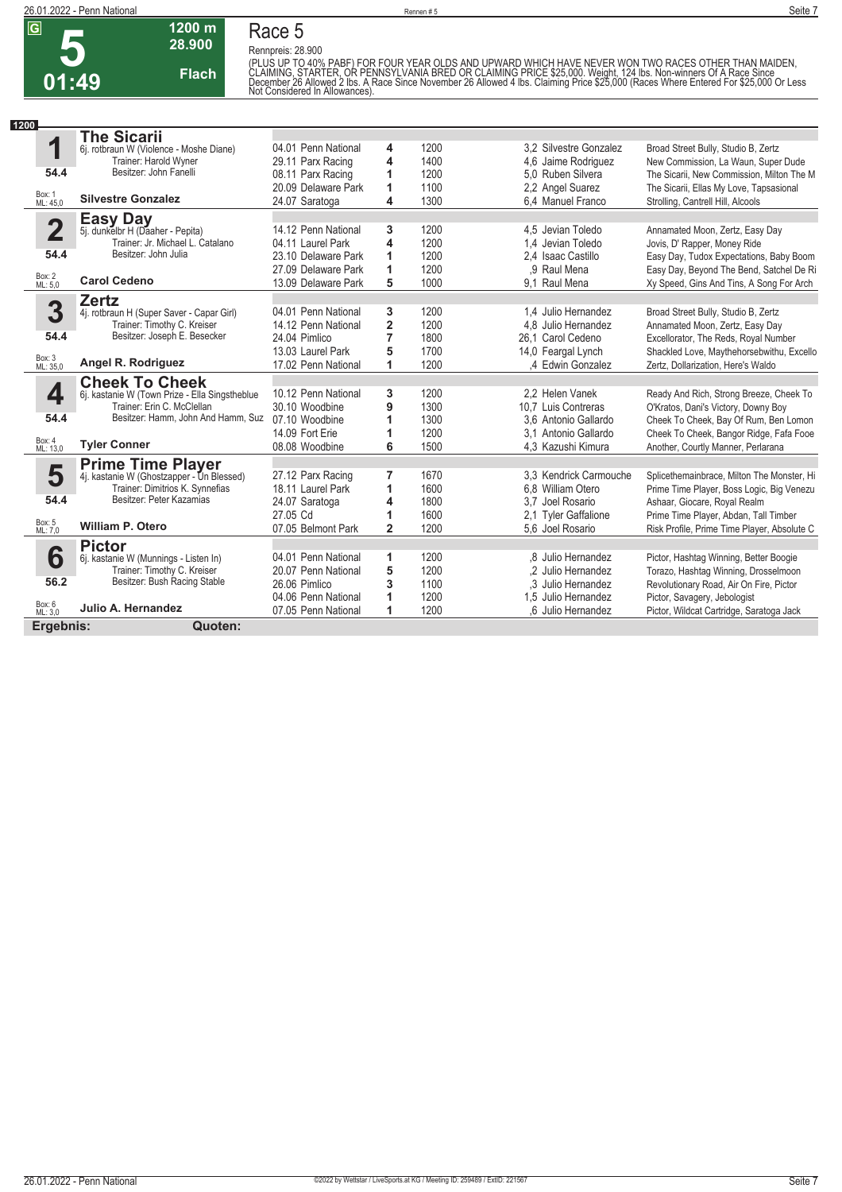# Race 5

**5** — 01:49 — 1200 m — 28.900 — Flach

Rennpreis: 28.900

(PLUS UP TO 40% PABF) FOR FOUR YEAR OLDS AND UPWARD WHICH HAVE NEVER WON TWO RACES OTHER THAN MAIDEN, CLAIMING, STARTER, OR PENNSYLVANIA BRED OR CLAIMING PRICE $25,000. Weight, 124 lbs. Non-winners Of A Race Since December 26 Allowed 2 lbs. A Race Since November 26 Allowed 4 lbs. Claiming Price $25,000 (Races Where Entered For $25,000 Or Less Not Considered In Allowances).

**1200**

| Nr. | Pferd | Datum / Bahn | Pl. | Distanz | Quote / Reiter | Einlauf |
|---|---|---|---|---|---|---|
| **1** | **The Sicarii** | 04.01 Penn National | 4 | 1200 | 3,2 Silvestre Gonzalez | Broad Street Bully, Studio B, Zertz |
| | 6j. rotbraun W (Violence - Moshe Diane) | 29.11 Parx Racing | 4 | 1400 | 4,6 Jaime Rodriguez | New Commission, La Waun, Super Dude |
| 54.4 | Trainer: Harold Wyner / Besitzer: John Fanelli | 08.11 Parx Racing | 1 | 1200 | 5,0 Ruben Silvera | The Sicarii, New Commission, Milton The M |
| Box: 1 ML: 45,0 | | 20.09 Delaware Park | 1 | 1100 | 2,2 Angel Suarez | The Sicarii, Ellas My Love, Tapsasional |
| | **Silvestre Gonzalez** | 24.07 Saratoga | 4 | 1300 | 6,4 Manuel Franco | Strolling, Cantrell Hill, Alcools |
| **2** | **Easy Day** | 14.12 Penn National | 3 | 1200 | 4,5 Jevian Toledo | Annamated Moon, Zertz, Easy Day |
| | 5j. dunkelbr H (Daaher - Pepita) | 04.11 Laurel Park | 4 | 1200 | 1,4 Jevian Toledo | Jovis, D' Rapper, Money Ride |
| 54.4 | Trainer: Jr. Michael L. Catalano / Besitzer: John Julia | 23.10 Delaware Park | 1 | 1200 | 2,4 Isaac Castillo | Easy Day, Tudox Expectations, Baby Boom |
| Box: 2 ML: 5,0 | | 27.09 Delaware Park | 1 | 1200 | ,9 Raul Mena | Easy Day, Beyond The Bend, Satchel De Ri |
| | **Carol Cedeno** | 13.09 Delaware Park | 5 | 1000 | 9,1 Raul Mena | Xy Speed, Gins And Tins, A Song For Arch |
| **3** | **Zertz** | 04.01 Penn National | 3 | 1200 | 1,4 Julio Hernandez | Broad Street Bully, Studio B, Zertz |
| | 4j. rotbraun H (Super Saver - Capar Girl) | 14.12 Penn National | 2 | 1200 | 4,8 Julio Hernandez | Annamated Moon, Zertz, Easy Day |
| 54.4 | Trainer: Timothy C. Kreiser / Besitzer: Joseph E. Besecker | 24.04 Pimlico | 7 | 1800 | 26,1 Carol Cedeno | Excellorator, The Reds, Royal Number |
| Box: 3 ML: 35,0 | | 13.03 Laurel Park | 5 | 1700 | 14,0 Feargal Lynch | Shackled Love, Maythehorsebwithu, Excello |
| | **Angel R. Rodriguez** | 17.02 Penn National | 1 | 1200 | ,4 Edwin Gonzalez | Zertz, Dollarization, Here's Waldo |
| **4** | **Cheek To Cheek** | 10.12 Penn National | 3 | 1200 | 2,2 Helen Vanek | Ready And Rich, Strong Breeze, Cheek To |
| | 6j. kastanie W (Town Prize - Ella Singstheblue) | 30.10 Woodbine | 9 | 1300 | 10,7 Luis Contreras | O'Kratos, Dani's Victory, Downy Boy |
| 54.4 | Trainer: Erin C. McClellan / Besitzer: Hamm, John And Hamm, Suz | 07.10 Woodbine | 1 | 1300 | 3,6 Antonio Gallardo | Cheek To Cheek, Bay Of Rum, Ben Lomon |
| Box: 4 ML: 13,0 | | 14.09 Fort Erie | 1 | 1200 | 3,1 Antonio Gallardo | Cheek To Cheek, Bangor Ridge, Fafa Fooe |
| | **Tyler Conner** | 08.08 Woodbine | 6 | 1500 | 4,3 Kazushi Kimura | Another, Courtly Manner, Perlarana |
| **5** | **Prime Time Player** | 27.12 Parx Racing | 7 | 1670 | 3,3 Kendrick Carmouche | Splicethemainbrace, Milton The Monster, Hi |
| | 4j. kastanie W (Ghostzapper - Un Blessed) | 18.11 Laurel Park | 1 | 1600 | 6,8 William Otero | Prime Time Player, Boss Logic, Big Venezu |
| 54.4 | Trainer: Dimitrios K. Synnefias / Besitzer: Peter Kazamias | 24.07 Saratoga | 4 | 1800 | 3,7 Joel Rosario | Ashaar, Giocare, Royal Realm |
| Box: 5 ML: 7,0 | | 27.05 Cd | 1 | 1600 | 2,1 Tyler Gaffalione | Prime Time Player, Abdan, Tall Timber |
| | **William P. Otero** | 07.05 Belmont Park | 2 | 1200 | 5,6 Joel Rosario | Risk Profile, Prime Time Player, Absolute C |
| **6** | **Pictor** | 04.01 Penn National | 1 | 1200 | ,8 Julio Hernandez | Pictor, Hashtag Winning, Better Boogie |
| | 6j. kastanie W (Munnings - Listen In) | 20.07 Penn National | 5 | 1200 | ,2 Julio Hernandez | Torazo, Hashtag Winning, Drosselmoon |
| 56.2 | Trainer: Timothy C. Kreiser / Besitzer: Bush Racing Stable | 26.06 Pimlico | 3 | 1100 | ,3 Julio Hernandez | Revolutionary Road, Air On Fire, Pictor |
| Box: 6 ML: 3,0 | | 04.06 Penn National | 1 | 1200 | 1,5 Julio Hernandez | Pictor, Savagery, Jebologist |
| | **Julio A. Hernandez** | 07.05 Penn National | 1 | 1200 | ,6 Julio Hernandez | Pictor, Wildcat Cartridge, Saratoga Jack |

**Ergebnis:** **Quoten:**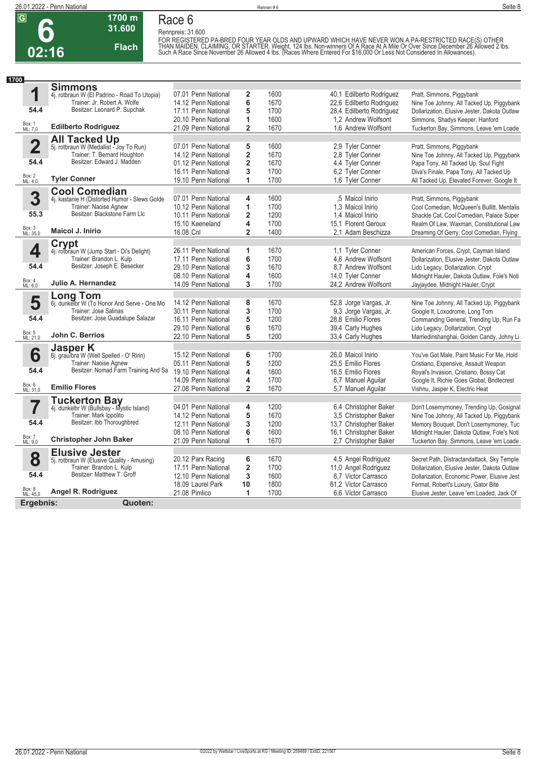# Race 6

**6** | 02:16 | 1700 m | 31.600 | Flach

Rennpreis: 31.600

FOR REGISTERED PA-BRED FOUR YEAR OLDS AND UPWARD WHICH HAVE NEVER WON A PA-RESTRICTED RACE(S) OTHER THAN MAIDEN, CLAIMING, OR STARTER. Weight, 124 lbs. Non-winners Of A Race At A Mile Or Over Since December 26 Allowed 2 lbs. Such A Race Since November 26 Allowed 4 lbs. (Races Where Entered For $16,000 Or Less Not Considered In Allowances).

**1700**

## 1 Simmons

4j. rotbraun W (El Padrino - Road To Utopia)
Trainer: Jr. Robert A. Wolfe
Besitzer: Leonard P. Supchak
54.4
Box: 1 ML: 7,0
**Edilberto Rodriguez**

| Datum | Bahn | Platz | Distanz | Quote | Jockey | Einlauf |
|---|---|---|---|---|---|---|
| 07.01 | Penn National | 2 | 1600 | 40,1 | Edilberto Rodriguez | Pratt, Simmons, Piggybank |
| 14.12 | Penn National | 6 | 1670 | 22,6 | Edilberto Rodriguez | Nine Toe Johnny, All Tacked Up, Piggybank |
| 17.11 | Penn National | 5 | 1700 | 28,4 | Edilberto Rodriguez | Dollarization, Elusive Jester, Dakota Outlaw |
| 20.10 | Penn National | 1 | 1600 | 1,2 | Andrew Wolfsont | Simmons, Shadys Keeper, Hanford |
| 21.09 | Penn National | 2 | 1670 | 1,6 | Andrew Wolfsont | Tuckerton Bay, Simmons, Leave 'em Loade |

## 2 All Tacked Up

5j. rotbraun W (Medallist - Joy To Run)
Trainer: T. Bernard Houghton
Besitzer: Edward J. Madden
54.4
Box: 2 ML: 4,0
**Tyler Conner**

| Datum | Bahn | Platz | Distanz | Quote | Jockey | Einlauf |
|---|---|---|---|---|---|---|
| 07.01 | Penn National | 5 | 1600 | 2,9 | Tyler Conner | Pratt, Simmons, Piggybank |
| 14.12 | Penn National | 2 | 1670 | 2,8 | Tyler Conner | Nine Toe Johnny, All Tacked Up, Piggybank |
| 01.12 | Penn National | 2 | 1670 | 4,4 | Tyler Conner | Papa Tony, All Tacked Up, Soul Fight |
| 16.11 | Penn National | 3 | 1700 | 6,2 | Tyler Conner | Diva's Finale, Papa Tony, All Tacked Up |
| 19.10 | Penn National | 1 | 1700 | 1,6 | Tyler Conner | All Tacked Up, Elevated Forever, Google It |

## 3 Cool Comedian

4j. kastanie H (Distorted Humor - Slews Golde
Trainer: Naoise Agnew
Besitzer: Blackstone Farm Llc
55.3
Box: 3 ML: 35,0
**Maicol J. Inirio**

| Datum | Bahn | Platz | Distanz | Quote | Jockey | Einlauf |
|---|---|---|---|---|---|---|
| 07.01 | Penn National | 4 | 1600 | ,5 | Maicol Inirio | Pratt, Simmons, Piggybank |
| 10.12 | Penn National | 1 | 1700 | 1,3 | Maicol Inirio | Cool Comedian, McQueen's Bullitt, Mentalis |
| 10.11 | Penn National | 2 | 1200 | 1,4 | Maicol Inirio | Shackle Cat, Cool Comedian, Palace Super |
| 15.10 | Keeneland | 4 | 1700 | 15,1 | Florent Geroux | Realm Of Law, Waxman, Constitutional Law |
| 16.08 | Cnl | 2 | 1400 | 2,1 | Adam Beschizza | Dreaming Of Gerry, Cool Comedian, Flying |

## 4 Crypt

4j. rotbraun W (Jump Start - Di's Delight)
Trainer: Brandon L. Kulp
Besitzer: Joseph E. Besecker
54.4
Box: 4 ML: 6,0
**Julio A. Hernandez**

| Datum | Bahn | Platz | Distanz | Quote | Jockey | Einlauf |
|---|---|---|---|---|---|---|
| 26.11 | Penn National | 1 | 1670 | 1,1 | Tyler Conner | American Forces, Crypt, Cayman Island |
| 17.11 | Penn National | 6 | 1700 | 4,8 | Andrew Wolfsont | Dollarization, Elusive Jester, Dakota Outlaw |
| 29.10 | Penn National | 3 | 1670 | 8,7 | Andrew Wolfsont | Lido Legacy, Dollarization, Crypt |
| 08.10 | Penn National | 4 | 1600 | 14,0 | Tyler Conner | Midnight Hauler, Dakota Outlaw, Fole's Noti |
| 14.09 | Penn National | 3 | 1700 | 24,2 | Andrew Wolfsont | Jayjaydee, Midnight Hauler, Crypt |

## 5 Long Tom

6j. dunkelbr W (To Honor And Serve - One Mo
Trainer: Jose Salinas
Besitzer: Jose Guadalupe Salazar
54.4
Box: 5 ML: 21,0
**John C. Berrios**

| Datum | Bahn | Platz | Distanz | Quote | Jockey | Einlauf |
|---|---|---|---|---|---|---|
| 14.12 | Penn National | 8 | 1670 | 52,8 | Jorge Vargas, Jr. | Nine Toe Johnny, All Tacked Up, Piggybank |
| 30.11 | Penn National | 3 | 1700 | 9,3 | Jorge Vargas, Jr. | Google It, Loxodrome, Long Tom |
| 16.11 | Penn National | 5 | 1200 | 28,8 | Emilio Flores | Commanding General, Trending Up, Run Fa |
| 29.10 | Penn National | 6 | 1670 | 39,4 | Carly Hughes | Lido Legacy, Dollarization, Crypt |
| 22.10 | Penn National | 5 | 1200 | 33,4 | Carly Hughes | Marriedinshanghai, Golden Candy, Johny Li |

## 6 Jasper K

6j. grau/bra W (Well Spelled - O' Ririn)
Trainer: Naoise Agnew
Besitzer: Nomad Farm Training And Sa
54.4
Box: 6 ML: 31,0
**Emilio Flores**

| Datum | Bahn | Platz | Distanz | Quote | Jockey | Einlauf |
|---|---|---|---|---|---|---|
| 15.12 | Penn National | 6 | 1700 | 26,0 | Maicol Inirio | You've Got Male, Paint Music For Me, Hold |
| 05.11 | Penn National | 5 | 1200 | 25,5 | Emilio Flores | Cristiano, Expensive, Assault Weapon |
| 19.10 | Penn National | 4 | 1600 | 16,5 | Emilio Flores | Royal's Invasion, Cristiano, Bossy Cat |
| 14.09 | Penn National | 4 | 1700 | 6,7 | Manuel Aguilar | Google It, Richie Goes Global, Bridlecrest |
| 27.08 | Penn National | 2 | 1670 | 5,7 | Manuel Aguilar | Vishnu, Jasper K, Electric Heat |

## 7 Tuckerton Bay

4j. dunkelbr W (Bullsbay - Mystic Island)
Trainer: Mark Ippolito
Besitzer: Ibb Thoroughbred
54.4
Box: 7 ML: 9,0
**Christopher John Baker**

| Datum | Bahn | Platz | Distanz | Quote | Jockey | Einlauf |
|---|---|---|---|---|---|---|
| 04.01 | Penn National | 4 | 1200 | 6,4 | Christopher Baker | Don't Losemymoney, Trending Up, Gosignal |
| 14.12 | Penn National | 5 | 1670 | 3,5 | Christopher Baker | Nine Toe Johnny, All Tacked Up, Piggybank |
| 12.11 | Penn National | 3 | 1200 | 13,7 | Christopher Baker | Memory Bouquet, Don't Losemymoney, Tuc |
| 08.10 | Penn National | 6 | 1600 | 16,1 | Christopher Baker | Midnight Hauler, Dakota Outlaw, Fole's Noti |
| 21.09 | Penn National | 1 | 1670 | 2,7 | Christopher Baker | Tuckerton Bay, Simmons, Leave 'em Loade |

## 8 Elusive Jester

5j. rotbraun W (Elusive Quality - Amusing)
Trainer: Brandon L. Kulp
Besitzer: Matthew T. Groff
54.4
Box: 8 ML: 45,0
**Angel R. Rodriguez**

| Datum | Bahn | Platz | Distanz | Quote | Jockey | Einlauf |
|---|---|---|---|---|---|---|
| 20.12 | Parx Racing | 6 | 1670 | 4,5 | Angel Rodriguez | Secret Path, Distractandattack, Sky Temple |
| 17.11 | Penn National | 2 | 1700 | 11,0 | Angel Rodriguez | Dollarization, Elusive Jester, Dakota Outlaw |
| 12.10 | Penn National | 3 | 1600 | 6,7 | Victor Carrasco | Dollarization, Economic Power, Elusive Jest |
| 18.09 | Laurel Park | 10 | 1800 | 61,2 | Victor Carrasco | Fermat, Robert's Luxury, Gator Bite |
| 21.08 | Pimlico | 1 | 1700 | 6,6 | Victor Carrasco | Elusive Jester, Leave 'em Loaded, Jack Of |

**Ergebnis:** **Quoten:**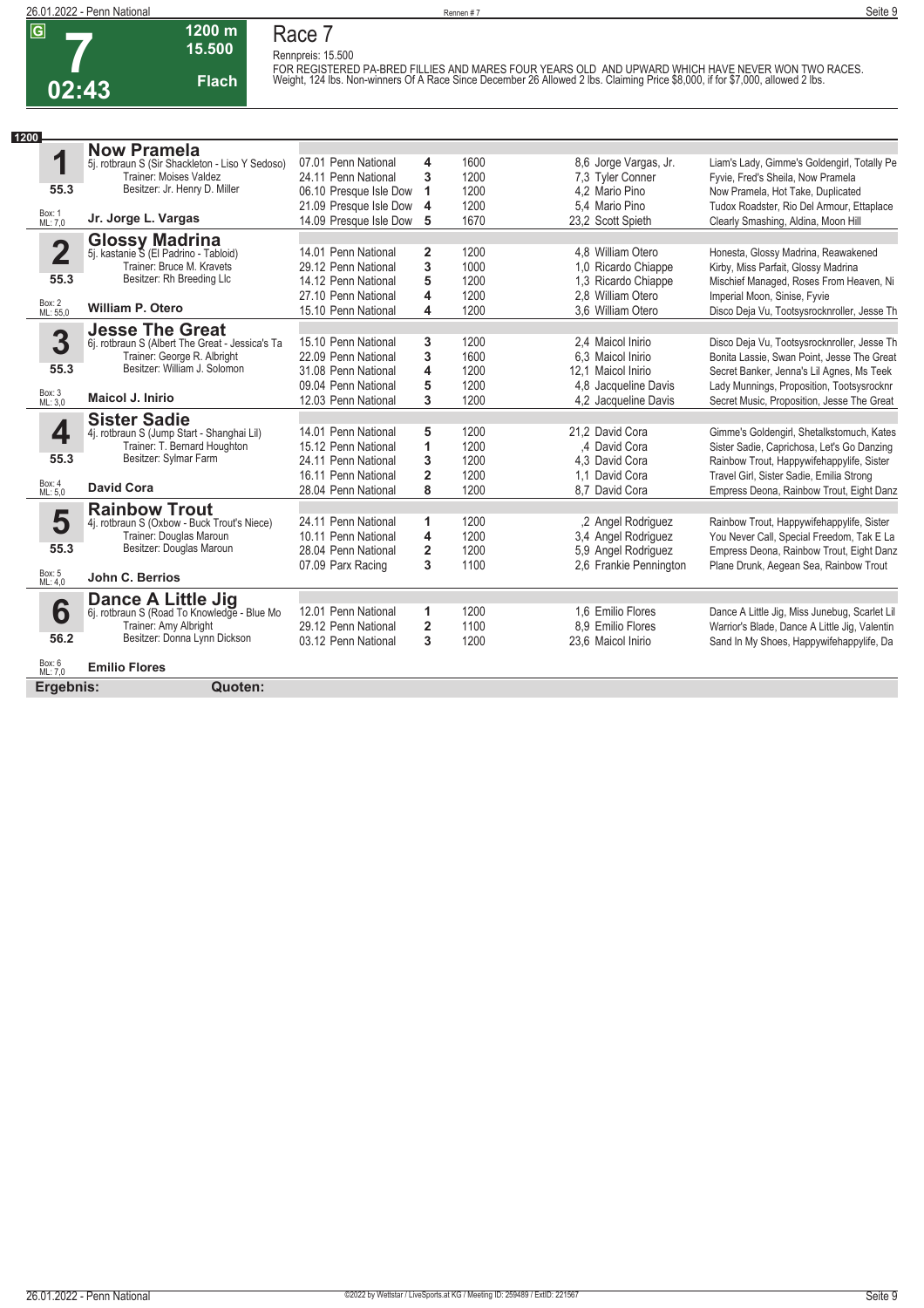**G** **7** **02:43** | **1200 m** **15.500** **Flach**

# Race 7

Rennpreis: 15.500

FOR REGISTERED PA-BRED FILLIES AND MARES FOUR YEARS OLD AND UPWARD WHICH HAVE NEVER WON TWO RACES. Weight, 124 lbs. Non-winners Of A Race Since December 26 Allowed 2 lbs. Claiming Price $8,000, if for $7,000, allowed 2 lbs.

**1200**

## 1 Now Pramela

5j. rotbraun S (Sir Shackleton - Liso Y Sedoso)
Trainer: Moises Valdez
Besitzer: Jr. Henry D. Miller
55.3
Box: 1 ML: 7,0
**Jr. Jorge L. Vargas**

| Datum | Bahn | Platz | Distanz | Quote / Jockey | Einlauf |
|---|---|---|---|---|---|
| 07.01 | Penn National | 4 | 1600 | 8,6 Jorge Vargas, Jr. | Liam's Lady, Gimme's Goldengirl, Totally Pe |
| 24.11 | Penn National | 3 | 1200 | 7,3 Tyler Conner | Fyvie, Fred's Sheila, Now Pramela |
| 06.10 | Presque Isle Dow | 1 | 1200 | 4,2 Mario Pino | Now Pramela, Hot Take, Duplicated |
| 21.09 | Presque Isle Dow | 4 | 1200 | 5,4 Mario Pino | Tudox Roadster, Rio Del Armour, Ettaplace |
| 14.09 | Presque Isle Dow | 5 | 1670 | 23,2 Scott Spieth | Clearly Smashing, Aldina, Moon Hill |

## 2 Glossy Madrina

5j. kastanie S (El Padrino - Tabloid)
Trainer: Bruce M. Kravets
Besitzer: Rh Breeding Llc
55.3
Box: 2 ML: 55,0
**William P. Otero**

| Datum | Bahn | Platz | Distanz | Quote / Jockey | Einlauf |
|---|---|---|---|---|---|
| 14.01 | Penn National | 2 | 1200 | 4,8 William Otero | Honesta, Glossy Madrina, Reawakened |
| 29.12 | Penn National | 3 | 1000 | 1,0 Ricardo Chiappe | Kirby, Miss Parfait, Glossy Madrina |
| 14.12 | Penn National | 5 | 1200 | 1,3 Ricardo Chiappe | Mischief Managed, Roses From Heaven, Ni |
| 27.10 | Penn National | 4 | 1200 | 2,8 William Otero | Imperial Moon, Sinise, Fyvie |
| 15.10 | Penn National | 4 | 1200 | 3,6 William Otero | Disco Deja Vu, Tootsysrocknroller, Jesse Th |

## 3 Jesse The Great

6j. rotbraun S (Albert The Great - Jessica's Ta
Trainer: George R. Albright
Besitzer: William J. Solomon
55.3
Box: 3 ML: 3,0
**Maicol J. Inirio**

| Datum | Bahn | Platz | Distanz | Quote / Jockey | Einlauf |
|---|---|---|---|---|---|
| 15.10 | Penn National | 3 | 1200 | 2,4 Maicol Inirio | Disco Deja Vu, Tootsysrocknroller, Jesse Th |
| 22.09 | Penn National | 3 | 1600 | 6,3 Maicol Inirio | Bonita Lassie, Swan Point, Jesse The Great |
| 31.08 | Penn National | 4 | 1200 | 12,1 Maicol Inirio | Secret Banker, Jenna's Lil Agnes, Ms Teek |
| 09.04 | Penn National | 5 | 1200 | 4,8 Jacqueline Davis | Lady Munnings, Proposition, Tootsysrocknr |
| 12.03 | Penn National | 3 | 1200 | 4,2 Jacqueline Davis | Secret Music, Proposition, Jesse The Great |

## 4 Sister Sadie

4j. rotbraun S (Jump Start - Shanghai Lil)
Trainer: T. Bernard Houghton
Besitzer: Sylmar Farm
55.3
Box: 4 ML: 5,0
**David Cora**

| Datum | Bahn | Platz | Distanz | Quote / Jockey | Einlauf |
|---|---|---|---|---|---|
| 14.01 | Penn National | 5 | 1200 | 21,2 David Cora | Gimme's Goldengirl, Shetalkstomuch, Kates |
| 15.12 | Penn National | 1 | 1200 | ,4 David Cora | Sister Sadie, Caprichosa, Let's Go Danzing |
| 24.11 | Penn National | 3 | 1200 | 4,3 David Cora | Rainbow Trout, Happywifehappylife, Sister |
| 16.11 | Penn National | 2 | 1200 | 1,1 David Cora | Travel Girl, Sister Sadie, Emilia Strong |
| 28.04 | Penn National | 8 | 1200 | 8,7 David Cora | Empress Deona, Rainbow Trout, Eight Danz |

## 5 Rainbow Trout

4j. rotbraun S (Oxbow - Buck Trout's Niece)
Trainer: Douglas Maroun
Besitzer: Douglas Maroun
55.3
Box: 5 ML: 4,0
**John C. Berrios**

| Datum | Bahn | Platz | Distanz | Quote / Jockey | Einlauf |
|---|---|---|---|---|---|
| 24.11 | Penn National | 1 | 1200 | ,2 Angel Rodriguez | Rainbow Trout, Happywifehappylife, Sister |
| 10.11 | Penn National | 4 | 1200 | 3,4 Angel Rodriguez | You Never Call, Special Freedom, Tak E La |
| 28.04 | Penn National | 2 | 1200 | 5,9 Angel Rodriguez | Empress Deona, Rainbow Trout, Eight Danz |
| 07.09 | Parx Racing | 3 | 1100 | 2,6 Frankie Pennington | Plane Drunk, Aegean Sea, Rainbow Trout |

## 6 Dance A Little Jig

6j. rotbraun S (Road To Knowledge - Blue Mo
Trainer: Amy Albright
Besitzer: Donna Lynn Dickson
56.2
Box: 6 ML: 7,0
**Emilio Flores**

| Datum | Bahn | Platz | Distanz | Quote / Jockey | Einlauf |
|---|---|---|---|---|---|
| 12.01 | Penn National | 1 | 1200 | 1,6 Emilio Flores | Dance A Little Jig, Miss Junebug, Scarlet Lil |
| 29.12 | Penn National | 2 | 1100 | 8,9 Emilio Flores | Warrior's Blade, Dance A Little Jig, Valentin |
| 03.12 | Penn National | 3 | 1200 | 23,6 Maicol Inirio | Sand In My Shoes, Happywifehappylife, Da |

**Ergebnis:** **Quoten:**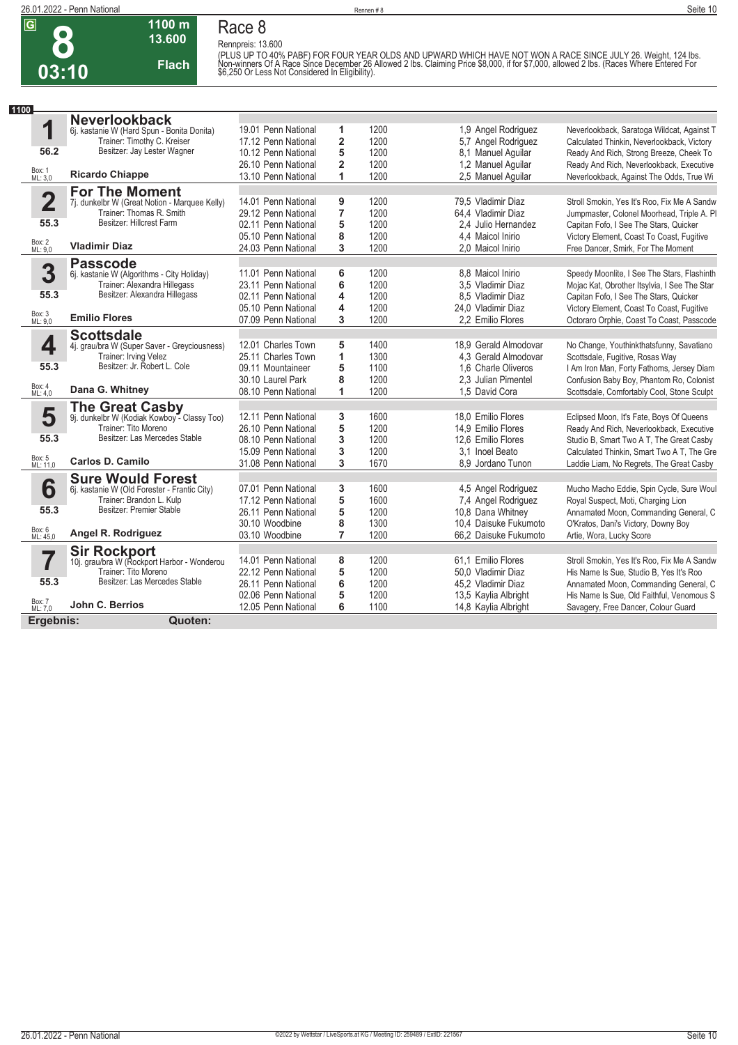# Race 8

**G** | **8** | **03:10** | **1100 m** | **13.600** | **Flach**

Rennpreis: 13.600

(PLUS UP TO 40% PABF) FOR FOUR YEAR OLDS AND UPWARD WHICH HAVE NOT WON A RACE SINCE JULY 26. Weight, 124 lbs. Non-winners Of A Race Since December 26 Allowed 2 lbs. Claiming Price $8,000, if for $7,000, allowed 2 lbs. (Races Where Entered For $6,250 Or Less Not Considered In Eligibility).

**1100**

| Nr. | Pferd | Datum/Bahn | Pl. | Distanz | Quote/Jockey | Einlauf |
|---|---|---|---|---|---|---|
| **1** | **Neverlookback** | 19.01 Penn National | 1 | 1200 | 1,9 Angel Rodriguez | Neverlookback, Saratoga Wildcat, Against T |
| | 6j. kastanie W (Hard Spun - Bonita Donita) | 17.12 Penn National | 2 | 1200 | 5,7 Angel Rodriguez | Calculated Thinkin, Neverlookback, Victory |
| 56.2 | Trainer: Timothy C. Kreiser; Besitzer: Jay Lester Wagner | 10.12 Penn National | 5 | 1200 | 8,1 Manuel Aguilar | Ready And Rich, Strong Breeze, Cheek To |
| Box: 1 ML: 3,0 | | 26.10 Penn National | 2 | 1200 | 1,2 Manuel Aguilar | Ready And Rich, Neverlookback, Executive |
| | **Ricardo Chiappe** | 13.10 Penn National | 1 | 1200 | 2,5 Manuel Aguilar | Neverlookback, Against The Odds, True Wi |
| **2** | **For The Moment** | 14.01 Penn National | 9 | 1200 | 79,5 Vladimir Diaz | Stroll Smokin, Yes It's Roo, Fix Me A Sandw |
| | 7j. dunkelbr W (Great Notion - Marquee Kelly) | 29.12 Penn National | 7 | 1200 | 64,4 Vladimir Diaz | Jumpmaster, Colonel Moorhead, Triple A. Pl |
| 55.3 | Trainer: Thomas R. Smith; Besitzer: Hillcrest Farm | 02.11 Penn National | 5 | 1200 | 2,4 Julio Hernandez | Capitan Fofo, I See The Stars, Quicker |
| Box: 2 ML: 9,0 | | 05.10 Penn National | 8 | 1200 | 4,4 Maicol Inirio | Victory Element, Coast To Coast, Fugitive |
| | **Vladimir Diaz** | 24.03 Penn National | 3 | 1200 | 2,0 Maicol Inirio | Free Dancer, Smirk, For The Moment |
| **3** | **Passcode** | 11.01 Penn National | 6 | 1200 | 8,8 Maicol Inirio | Speedy Moonlite, I See The Stars, Flashinth |
| | 6j. kastanie W (Algorithms - City Holiday) | 23.11 Penn National | 6 | 1200 | 3,5 Vladimir Diaz | Mojac Kat, Obrother Itsylvia, I See The Star |
| 55.3 | Trainer: Alexandra Hillegass; Besitzer: Alexandra Hillegass | 02.11 Penn National | 4 | 1200 | 8,5 Vladimir Diaz | Capitan Fofo, I See The Stars, Quicker |
| Box: 3 ML: 9,0 | | 05.10 Penn National | 4 | 1200 | 24,0 Vladimir Diaz | Victory Element, Coast To Coast, Fugitive |
| | **Emilio Flores** | 07.09 Penn National | 3 | 1200 | 2,2 Emilio Flores | Octoraro Orphie, Coast To Coast, Passcode |
| **4** | **Scottsdale** | 12.01 Charles Town | 5 | 1400 | 18,9 Gerald Almodovar | No Change, Youthinkthatsfunny, Savatiano |
| | 4j. grau/bra W (Super Saver - Greyciousness) | 25.11 Charles Town | 1 | 1300 | 4,3 Gerald Almodovar | Scottsdale, Fugitive, Rosas Way |
| 55.3 | Trainer: Irving Velez; Besitzer: Jr. Robert L. Cole | 09.11 Mountaineer | 5 | 1100 | 1,6 Charle Oliveros | I Am Iron Man, Forty Fathoms, Jersey Diam |
| Box: 4 ML: 4,0 | | 30.10 Laurel Park | 8 | 1200 | 2,3 Julian Pimentel | Confusion Baby Boy, Phantom Ro, Colonist |
| | **Dana G. Whitney** | 08.10 Penn National | 1 | 1200 | 1,5 David Cora | Scottsdale, Comfortably Cool, Stone Sculpt |
| **5** | **The Great Casby** | 12.11 Penn National | 3 | 1600 | 18,0 Emilio Flores | Eclipsed Moon, It's Fate, Boys Of Queens |
| | 9j. dunkelbr W (Kodiak Kowboy - Classy Too) | 26.10 Penn National | 5 | 1200 | 14,9 Emilio Flores | Ready And Rich, Neverlookback, Executive |
| 55.3 | Trainer: Tito Moreno; Besitzer: Las Mercedes Stable | 08.10 Penn National | 3 | 1200 | 12,6 Emilio Flores | Studio B, Smart Two A T, The Great Casby |
| Box: 5 ML: 11,0 | | 15.09 Penn National | 3 | 1200 | 3,1 Inoel Beato | Calculated Thinkin, Smart Two A T, The Gre |
| | **Carlos D. Camilo** | 31.08 Penn National | 3 | 1670 | 8,9 Jordano Tunon | Laddie Liam, No Regrets, The Great Casby |
| **6** | **Sure Would Forest** | 07.01 Penn National | 3 | 1600 | 4,5 Angel Rodriguez | Mucho Macho Eddie, Spin Cycle, Sure Woul |
| | 6j. kastanie W (Old Forester - Frantic City) | 17.12 Penn National | 5 | 1600 | 7,4 Angel Rodriguez | Royal Suspect, Moti, Charging Lion |
| 55.3 | Trainer: Brandon L. Kulp; Besitzer: Premier Stable | 26.11 Penn National | 5 | 1200 | 10,8 Dana Whitney | Annamated Moon, Commanding General, C |
| Box: 6 ML: 45,0 | | 30.10 Woodbine | 8 | 1300 | 10,4 Daisuke Fukumoto | O'Kratos, Dani's Victory, Downy Boy |
| | **Angel R. Rodriguez** | 03.10 Woodbine | 7 | 1200 | 66,2 Daisuke Fukumoto | Artie, Wora, Lucky Score |
| **7** | **Sir Rockport** | 14.01 Penn National | 8 | 1200 | 61,1 Emilio Flores | Stroll Smokin, Yes It's Roo, Fix Me A Sandw |
| | 10j. grau/bra W (Rockport Harbor - Wonderou | 22.12 Penn National | 5 | 1200 | 50,0 Vladimir Diaz | His Name Is Sue, Studio B, Yes It's Roo |
| 55.3 | Trainer: Tito Moreno; Besitzer: Las Mercedes Stable | 26.11 Penn National | 6 | 1200 | 45,2 Vladimir Diaz | Annamated Moon, Commanding General, C |
| Box: 7 ML: 7,0 | | 02.06 Penn National | 5 | 1200 | 13,5 Kaylia Albright | His Name Is Sue, Old Faithful, Venomous S |
| | **John C. Berrios** | 12.05 Penn National | 6 | 1100 | 14,8 Kaylia Albright | Savagery, Free Dancer, Colour Guard |

**Ergebnis:** **Quoten:**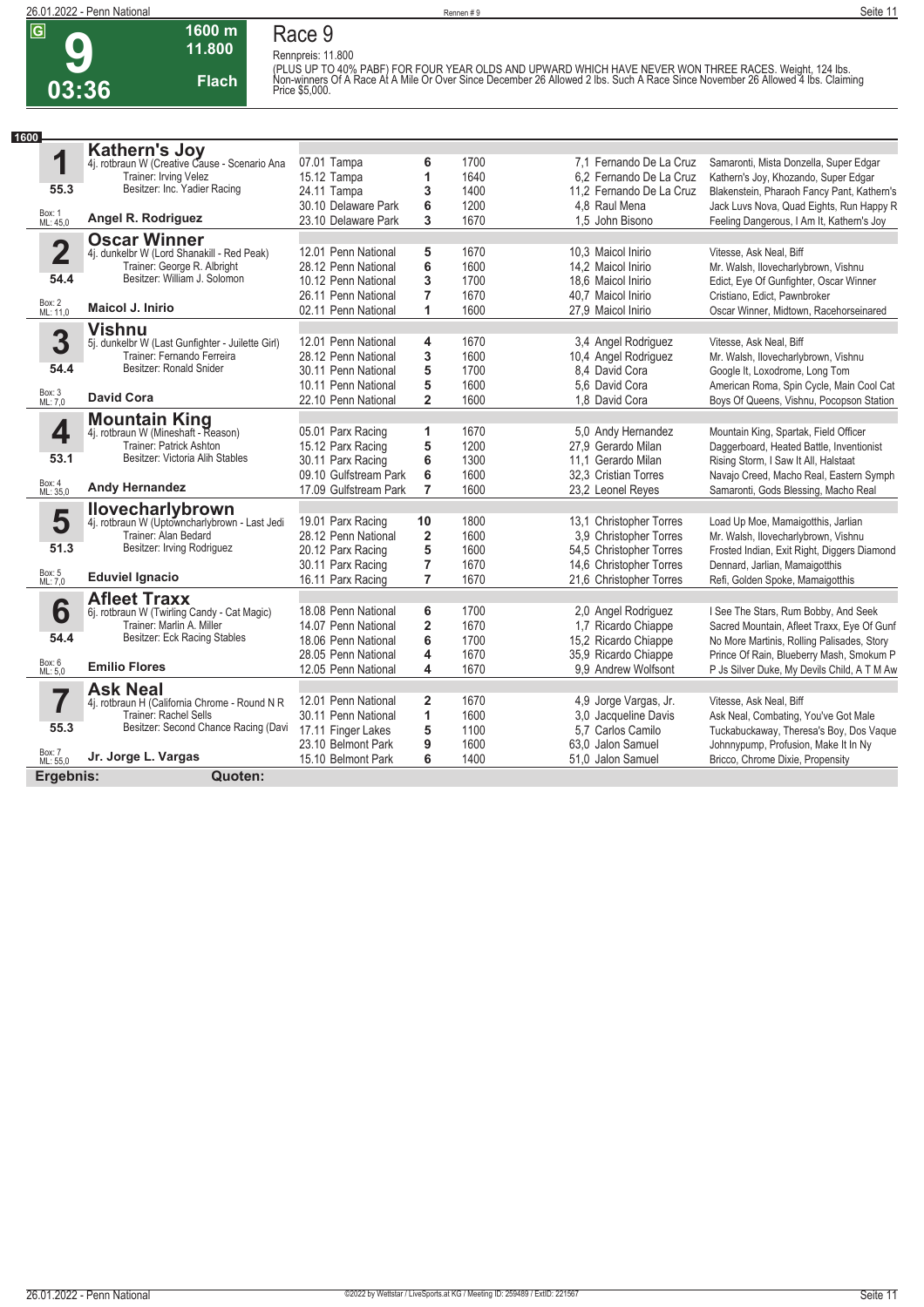# Race 9

G 9 03:36 — 1600 m — 11.800 — Flach

Rennpreis: 11.800

(PLUS UP TO 40% PABF) FOR FOUR YEAR OLDS AND UPWARD WHICH HAVE NEVER WON THREE RACES. Weight, 124 lbs. Non-winners Of A Race At A Mile Or Over Since December 26 Allowed 2 lbs. Such A Race Since November 26 Allowed 4 lbs. Claiming Price $5,000.

**1600**

## 1 Kathern's Joy

4j. rotbraun W (Creative Cause - Scenario Ana)
Trainer: Irving Velez
Besitzer: Inc. Yadier Racing
55.3
Box: 1 ML: 45,0
**Angel R. Rodriguez**

| | | | | | |
|---|---|---|---|---|---|
| 07.01 | Tampa | 6 | 1700 | 7,1 Fernando De La Cruz | Samaronti, Mista Donzella, Super Edgar |
| 15.12 | Tampa | 1 | 1640 | 6,2 Fernando De La Cruz | Kathern's Joy, Khozando, Super Edgar |
| 24.11 | Tampa | 3 | 1400 | 11,2 Fernando De La Cruz | Blakenstein, Pharaoh Fancy Pant, Kathern's |
| 30.10 | Delaware Park | 6 | 1200 | 4,8 Raul Mena | Jack Luvs Nova, Quad Eights, Run Happy R |
| 23.10 | Delaware Park | 3 | 1670 | 1,5 John Bisono | Feeling Dangerous, I Am It, Kathern's Joy |

## 2 Oscar Winner

4j. dunkelbr W (Lord Shanakill - Red Peak)
Trainer: George R. Albright
Besitzer: William J. Solomon
54.4
Box: 2 ML: 11,0
**Maicol J. Inirio**

| | | | | | |
|---|---|---|---|---|---|
| 12.01 | Penn National | 5 | 1670 | 10,3 Maicol Inirio | Vitesse, Ask Neal, Biff |
| 28.12 | Penn National | 6 | 1600 | 14,2 Maicol Inirio | Mr. Walsh, Ilovecharlybrown, Vishnu |
| 10.12 | Penn National | 3 | 1700 | 18,6 Maicol Inirio | Edict, Eye Of Gunfighter, Oscar Winner |
| 26.11 | Penn National | 7 | 1670 | 40,7 Maicol Inirio | Cristiano, Edict, Pawnbroker |
| 02.11 | Penn National | 1 | 1600 | 27,9 Maicol Inirio | Oscar Winner, Midtown, Racehorseinared |

## 3 Vishnu

5j. dunkelbr W (Last Gunfighter - Juilette Girl)
Trainer: Fernando Ferreira
Besitzer: Ronald Snider
54.4
Box: 3 ML: 7,0
**David Cora**

| | | | | | |
|---|---|---|---|---|---|
| 12.01 | Penn National | 4 | 1670 | 3,4 Angel Rodriguez | Vitesse, Ask Neal, Biff |
| 28.12 | Penn National | 3 | 1600 | 10,4 Angel Rodriguez | Mr. Walsh, Ilovecharlybrown, Vishnu |
| 30.11 | Penn National | 5 | 1700 | 8,4 David Cora | Google It, Loxodrome, Long Tom |
| 10.11 | Penn National | 5 | 1600 | 5,6 David Cora | American Roma, Spin Cycle, Main Cool Cat |
| 22.10 | Penn National | 2 | 1600 | 1,8 David Cora | Boys Of Queens, Vishnu, Pocopson Station |

## 4 Mountain King

4j. rotbraun W (Mineshaft - Reason)
Trainer: Patrick Ashton
Besitzer: Victoria Alih Stables
53.1
Box: 4 ML: 35,0
**Andy Hernandez**

| | | | | | |
|---|---|---|---|---|---|
| 05.01 | Parx Racing | 1 | 1670 | 5,0 Andy Hernandez | Mountain King, Spartak, Field Officer |
| 15.12 | Parx Racing | 5 | 1200 | 27,9 Gerardo Milan | Daggerboard, Heated Battle, Inventionist |
| 30.11 | Parx Racing | 6 | 1300 | 11,1 Gerardo Milan | Rising Storm, I Saw It All, Halstaat |
| 09.10 | Gulfstream Park | 6 | 1600 | 32,3 Cristian Torres | Navajo Creed, Macho Real, Eastern Symph |
| 17.09 | Gulfstream Park | 7 | 1600 | 23,2 Leonel Reyes | Samaronti, Gods Blessing, Macho Real |

## 5 Ilovecharlybrown

4j. rotbraun W (Uptowncharlybrown - Last Jedi)
Trainer: Alan Bedard
Besitzer: Irving Rodriguez
51.3
Box: 5 ML: 7,0
**Eduviel Ignacio**

| | | | | | |
|---|---|---|---|---|---|
| 19.01 | Parx Racing | 10 | 1800 | 13,1 Christopher Torres | Load Up Moe, Mamaigotthis, Jarlian |
| 28.12 | Penn National | 2 | 1600 | 3,9 Christopher Torres | Mr. Walsh, Ilovecharlybrown, Vishnu |
| 20.12 | Parx Racing | 5 | 1600 | 54,5 Christopher Torres | Frosted Indian, Exit Right, Diggers Diamond |
| 30.11 | Parx Racing | 7 | 1670 | 14,6 Christopher Torres | Dennard, Jarlian, Mamaigotthis |
| 16.11 | Parx Racing | 7 | 1670 | 21,6 Christopher Torres | Refi, Golden Spoke, Mamaigotthis |

## 6 Afleet Traxx

6j. rotbraun W (Twirling Candy - Cat Magic)
Trainer: Marlin A. Miller
Besitzer: Eck Racing Stables
54.4
Box: 6 ML: 5,0
**Emilio Flores**

| | | | | | |
|---|---|---|---|---|---|
| 18.08 | Penn National | 6 | 1700 | 2,0 Angel Rodriguez | I See The Stars, Rum Bobby, And Seek |
| 14.07 | Penn National | 2 | 1670 | 1,7 Ricardo Chiappe | Sacred Mountain, Afleet Traxx, Eye Of Gunf |
| 18.06 | Penn National | 6 | 1700 | 15,2 Ricardo Chiappe | No More Martinis, Rolling Palisades, Story |
| 28.05 | Penn National | 4 | 1670 | 35,9 Ricardo Chiappe | Prince Of Rain, Blueberry Mash, Smokum P |
| 12.05 | Penn National | 4 | 1670 | 9,9 Andrew Wolfsont | P Js Silver Duke, My Devils Child, A T M Aw |

## 7 Ask Neal

4j. rotbraun H (California Chrome - Round N R)
Trainer: Rachel Sells
Besitzer: Second Chance Racing (Davi
55.3
Box: 7 ML: 55,0
**Jr. Jorge L. Vargas**

| | | | | | |
|---|---|---|---|---|---|
| 12.01 | Penn National | 2 | 1670 | 4,9 Jorge Vargas, Jr. | Vitesse, Ask Neal, Biff |
| 30.11 | Penn National | 1 | 1600 | 3,0 Jacqueline Davis | Ask Neal, Combating, You've Got Male |
| 17.11 | Finger Lakes | 5 | 1100 | 5,7 Carlos Camilo | Tuckabuckaway, Theresa's Boy, Dos Vaque |
| 23.10 | Belmont Park | 9 | 1600 | 63,0 Jalon Samuel | Johnnypump, Profusion, Make It In Ny |
| 15.10 | Belmont Park | 6 | 1400 | 51,0 Jalon Samuel | Bricco, Chrome Dixie, Propensity |

**Ergebnis:** **Quoten:**